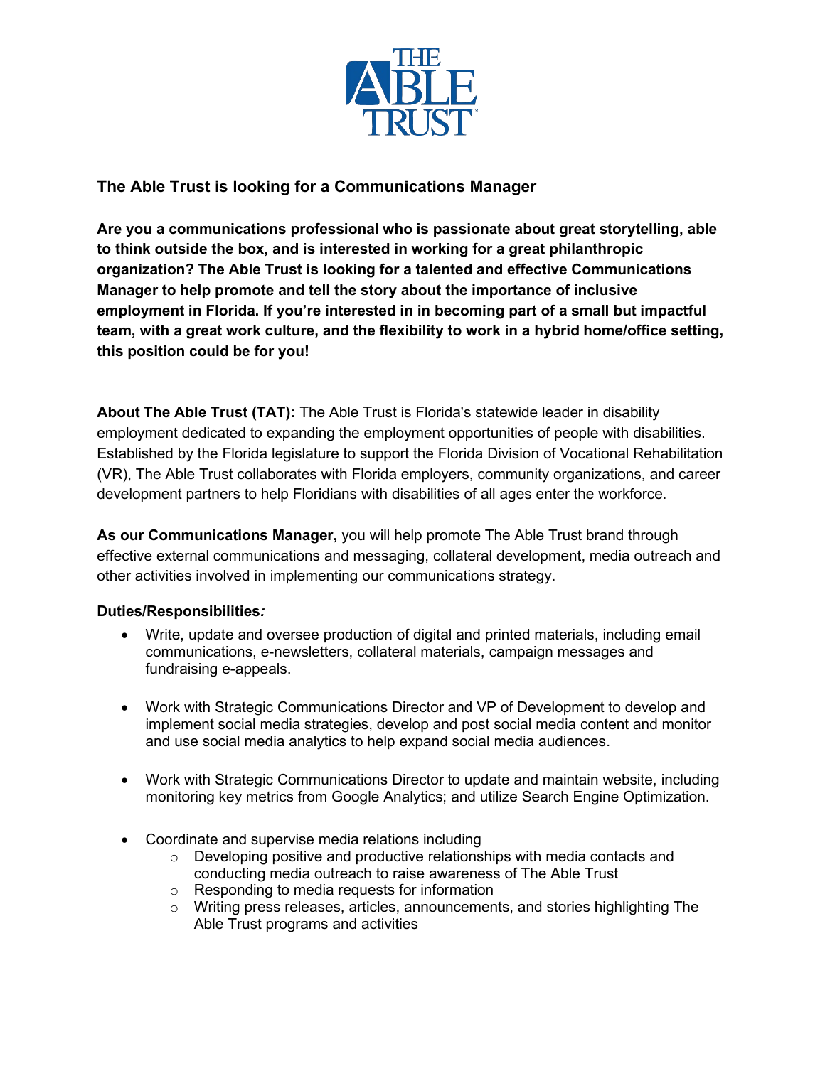# The Able Trust is looking for a Communications Manager

**Are you a communications professional who is passionate about great storytelling, able to think outside the box, and is interested in working for a great philanthropic organization? The Able Trust is looking for a talented and effective Communications Manager to help promote and tell the story about the importance of inclusive employment in Florida. If you're interested in in becoming part of a small but impactful team, with a great work culture, and the flexibility to work in a hybrid home/office setting, this position could be for you!**

**About The Able Trust (TAT):** The Able Trust is Florida's statewide leader in disability employment dedicated to expanding the employment opportunities of people with disabilities. Established by the Florida legislature to support the Florida Division of Vocational Rehabilitation (VR), The Able Trust collaborates with Florida employers, community organizations, and career development partners to help Floridians with disabilities of all ages enter the workforce.

**As our Communications Manager,** you will help promote The Able Trust brand through effective external communications and messaging, collateral development, media outreach and other activities involved in implementing our communications strategy.

**Duties/Responsibilities*:***

- Write, update and oversee production of digital and printed materials, including email communications, e-newsletters, collateral materials, campaign messages and fundraising e-appeals.
- Work with Strategic Communications Director and VP of Development to develop and implement social media strategies, develop and post social media content and monitor and use social media analytics to help expand social media audiences.
- Work with Strategic Communications Director to update and maintain website, including monitoring key metrics from Google Analytics; and utilize Search Engine Optimization.
- Coordinate and supervise media relations including
  - Developing positive and productive relationships with media contacts and conducting media outreach to raise awareness of The Able Trust
  - Responding to media requests for information
  - Writing press releases, articles, announcements, and stories highlighting The Able Trust programs and activities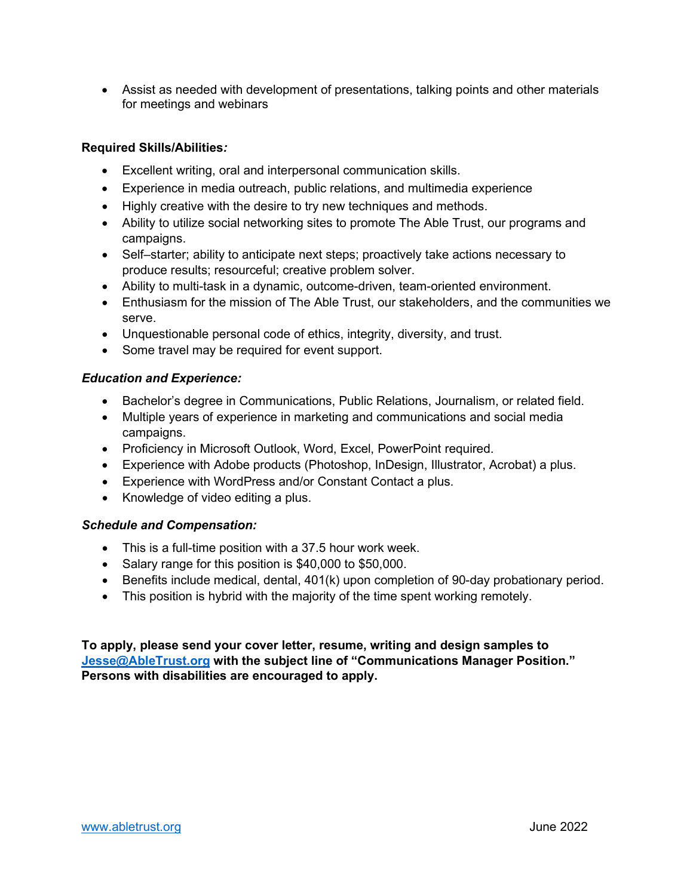- Assist as needed with development of presentations, talking points and other materials for meetings and webinars

**Required Skills/Abilities*:***

- Excellent writing, oral and interpersonal communication skills.
- Experience in media outreach, public relations, and multimedia experience
- Highly creative with the desire to try new techniques and methods.
- Ability to utilize social networking sites to promote The Able Trust, our programs and campaigns.
- Self–starter; ability to anticipate next steps; proactively take actions necessary to produce results; resourceful; creative problem solver.
- Ability to multi-task in a dynamic, outcome-driven, team-oriented environment.
- Enthusiasm for the mission of The Able Trust, our stakeholders, and the communities we serve.
- Unquestionable personal code of ethics, integrity, diversity, and trust.
- Some travel may be required for event support.

***Education and Experience:***

- Bachelor's degree in Communications, Public Relations, Journalism, or related field.
- Multiple years of experience in marketing and communications and social media campaigns.
- Proficiency in Microsoft Outlook, Word, Excel, PowerPoint required.
- Experience with Adobe products (Photoshop, InDesign, Illustrator, Acrobat) a plus.
- Experience with WordPress and/or Constant Contact a plus.
- Knowledge of video editing a plus.

***Schedule and Compensation:***

- This is a full-time position with a 37.5 hour work week.
- Salary range for this position is $40,000 to $50,000.
- Benefits include medical, dental, 401(k) upon completion of 90-day probationary period.
- This position is hybrid with the majority of the time spent working remotely.

**To apply, please send your cover letter, resume, writing and design samples to [Jesse@AbleTrust.org](mailto:Jesse@AbleTrust.org) with the subject line of "Communications Manager Position." Persons with disabilities are encouraged to apply.**

[www.abletrust.org](http://www.abletrust.org) June 2022